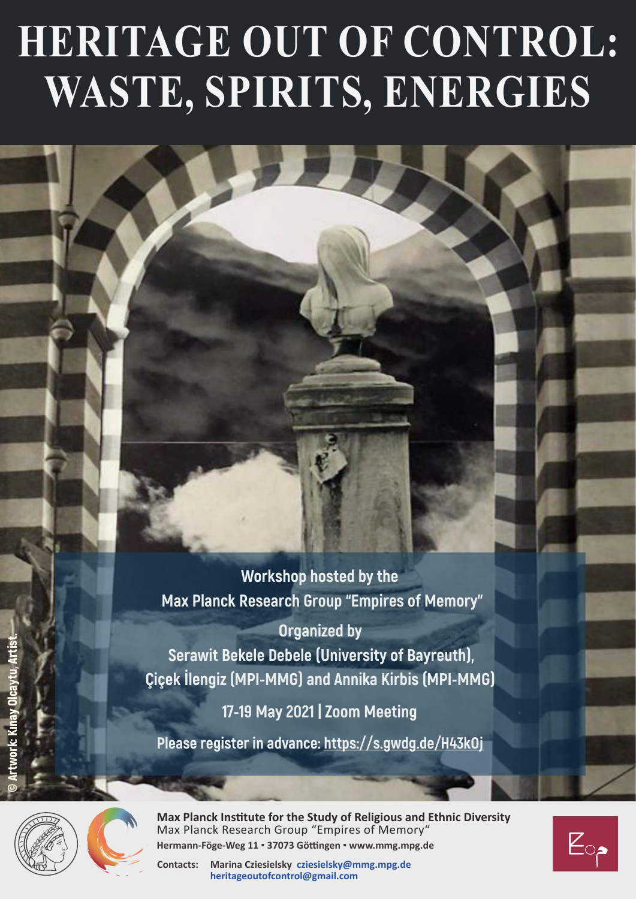# HERITAGE OUT OF CONTROL: WASTE, SPIRITS, ENERGIES

Workshop hosted by the
Max Planck Research Group "Empires of Memory"

Organized by
Serawit Bekele Debele (University of Bayreuth),
Çiçek İlengiz (MPI-MMG) and Annika Kirbis (MPI-MMG)

17-19 May 2021 | Zoom Meeting

Please register in advance: https://s.gwdg.de/H43kOj

© Artwork: Kınay Olcaytu, Artist.

**Max Planck Institute for the Study of Religious and Ethnic Diversity**
Max Planck Research Group "Empires of Memory"
**Hermann-Föge-Weg 11 ▪ 37073 Göttingen ▪ www.mmg.mpg.de**

**Contacts:** **Marina Cziesielsky cziesielsky@mmg.mpg.de**
**heritageoutofcontrol@gmail.com**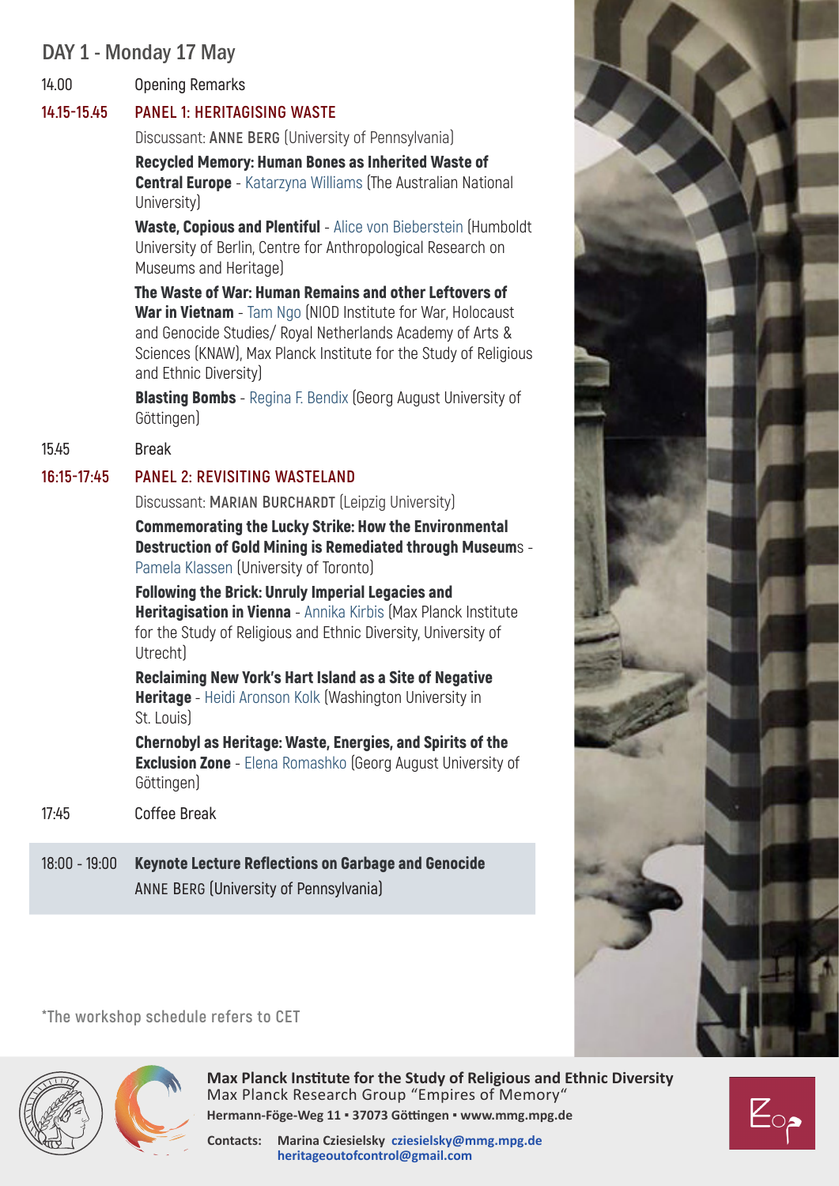## DAY 1 - Monday 17 May

14.00 Opening Remarks

### 14.15-15.45 PANEL 1: HERITAGISING WASTE

Discussant: ANNE BERG (University of Pennsylvania)

**Recycled Memory: Human Bones as Inherited Waste of Central Europe** - Katarzyna Williams (The Australian National University)

**Waste, Copious and Plentiful** - Alice von Bieberstein (Humboldt University of Berlin, Centre for Anthropological Research on Museums and Heritage)

**The Waste of War: Human Remains and other Leftovers of War in Vietnam** - Tam Ngo (NIOD Institute for War, Holocaust and Genocide Studies/ Royal Netherlands Academy of Arts & Sciences (KNAW), Max Planck Institute for the Study of Religious and Ethnic Diversity)

**Blasting Bombs** - Regina F. Bendix (Georg August University of Göttingen)

15.45 Break

### 16:15-17:45 PANEL 2: REVISITING WASTELAND

Discussant: MARIAN BURCHARDT (Leipzig University)

**Commemorating the Lucky Strike: How the Environmental Destruction of Gold Mining is Remediated through Museums** - Pamela Klassen (University of Toronto)

**Following the Brick: Unruly Imperial Legacies and Heritagisation in Vienna** - Annika Kirbis (Max Planck Institute for the Study of Religious and Ethnic Diversity, University of Utrecht)

**Reclaiming New York's Hart Island as a Site of Negative Heritage** - Heidi Aronson Kolk (Washington University in St. Louis)

**Chernobyl as Heritage: Waste, Energies, and Spirits of the Exclusion Zone** - Elena Romashko (Georg August University of Göttingen)

17:45 Coffee Break

18:00 - 19:00 **Keynote Lecture Reflections on Garbage and Genocide**
ANNE BERG (University of Pennsylvania)

*The workshop schedule refers to CET

**Max Planck Institute for the Study of Religious and Ethnic Diversity**
Max Planck Research Group "Empires of Memory"
**Hermann-Föge-Weg 11 ▪ 37073 Göttingen ▪ www.mmg.mpg.de**

**Contacts:** **Marina Cziesielsky cziesielsky@mmg.mpg.de**
**heritageoutofcontrol@gmail.com**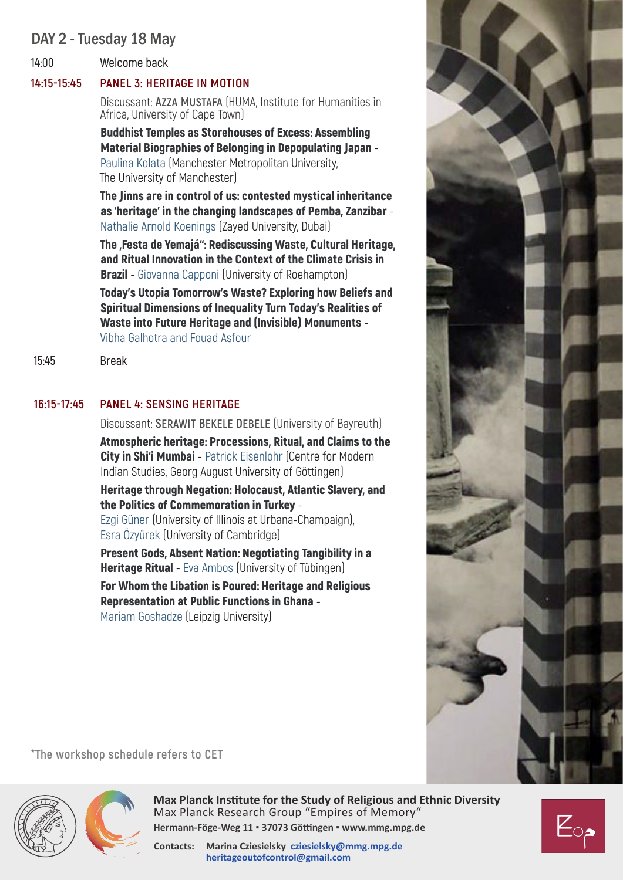## DAY 2 - Tuesday 18 May

14:00 Welcome back

### 14:15-15:45 PANEL 3: HERITAGE IN MOTION

Discussant: **AZZA MUSTAFA** (HUMA, Institute for Humanities in Africa, University of Cape Town)

**Buddhist Temples as Storehouses of Excess: Assembling Material Biographies of Belonging in Depopulating Japan** - Paulina Kolata (Manchester Metropolitan University, The University of Manchester)

**The Jinns are in control of us: contested mystical inheritance as 'heritage' in the changing landscapes of Pemba, Zanzibar** - Nathalie Arnold Koenings (Zayed University, Dubai)

**The ‚Festa de Yemajá": Rediscussing Waste, Cultural Heritage, and Ritual Innovation in the Context of the Climate Crisis in Brazil** - Giovanna Capponi (University of Roehampton)

**Today's Utopia Tomorrow's Waste? Exploring how Beliefs and Spiritual Dimensions of Inequality Turn Today's Realities of Waste into Future Heritage and (Invisible) Monuments** - Vibha Galhotra and Fouad Asfour

15:45 Break

### 16:15-17:45 PANEL 4: SENSING HERITAGE

Discussant: **SERAWIT BEKELE DEBELE** (University of Bayreuth)

**Atmospheric heritage: Processions, Ritual, and Claims to the City in Shi'i Mumbai** - Patrick Eisenlohr (Centre for Modern Indian Studies, Georg August University of Göttingen)

**Heritage through Negation: Holocaust, Atlantic Slavery, and the Politics of Commemoration in Turkey** - Ezgi Güner (University of Illinois at Urbana-Champaign), Esra Özyürek (University of Cambridge)

**Present Gods, Absent Nation: Negotiating Tangibility in a Heritage Ritual** - Eva Ambos (University of Tübingen)

**For Whom the Libation is Poured: Heritage and Religious Representation at Public Functions in Ghana** - Mariam Goshadze (Leipzig University)

*The workshop schedule refers to CET

**Max Planck Institute for the Study of Religious and Ethnic Diversity**
Max Planck Research Group "Empires of Memory"
**Hermann-Föge-Weg 11 ▪ 37073 Göttingen ▪ www.mmg.mpg.de**

**Contacts:** **Marina Cziesielsky** **cziesielsky@mmg.mpg.de**
**heritageoutofcontrol@gmail.com**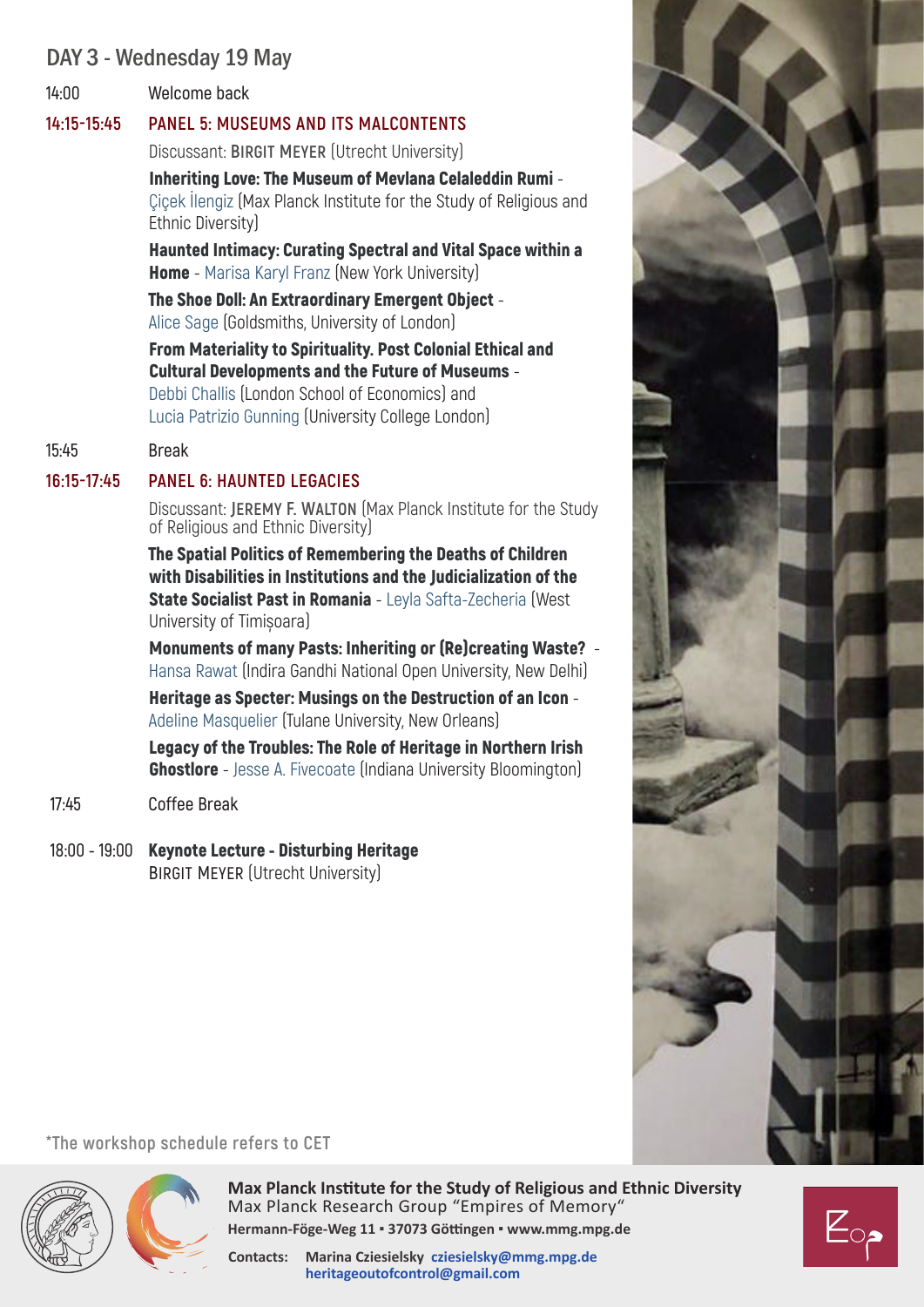## DAY 3 - Wednesday 19 May

14:00 Welcome back

**14:15-15:45 PANEL 5: MUSEUMS AND ITS MALCONTENTS**

Discussant: BIRGIT MEYER (Utrecht University)

**Inheriting Love: The Museum of Mevlana Celaleddin Rumi** - Çiçek İlengiz (Max Planck Institute for the Study of Religious and Ethnic Diversity)

**Haunted Intimacy: Curating Spectral and Vital Space within a Home** - Marisa Karyl Franz (New York University)

**The Shoe Doll: An Extraordinary Emergent Object** - Alice Sage (Goldsmiths, University of London)

**From Materiality to Spirituality. Post Colonial Ethical and Cultural Developments and the Future of Museums** - Debbi Challis (London School of Economics) and Lucia Patrizio Gunning (University College London)

15:45 Break

**16:15-17:45 PANEL 6: HAUNTED LEGACIES**

Discussant: JEREMY F. WALTON (Max Planck Institute for the Study of Religious and Ethnic Diversity)

**The Spatial Politics of Remembering the Deaths of Children with Disabilities in Institutions and the Judicialization of the State Socialist Past in Romania** - Leyla Safta-Zecheria (West University of Timișoara)

**Monuments of many Pasts: Inheriting or (Re)creating Waste?** - Hansa Rawat (Indira Gandhi National Open University, New Delhi)

**Heritage as Specter: Musings on the Destruction of an Icon** - Adeline Masquelier (Tulane University, New Orleans)

**Legacy of the Troubles: The Role of Heritage in Northern Irish Ghostlore** - Jesse A. Fivecoate (Indiana University Bloomington)

17:45 Coffee Break

18:00 - 19:00 **Keynote Lecture - Disturbing Heritage**
BIRGIT MEYER (Utrecht University)

*The workshop schedule refers to CET

**Max Planck Institute for the Study of Religious and Ethnic Diversity**
Max Planck Research Group "Empires of Memory"
**Hermann-Föge-Weg 11 ▪ 37073 Göttingen ▪ www.mmg.mpg.de**

**Contacts:** **Marina Cziesielsky cziesielsky@mmg.mpg.de**
**heritageoutofcontrol@gmail.com**